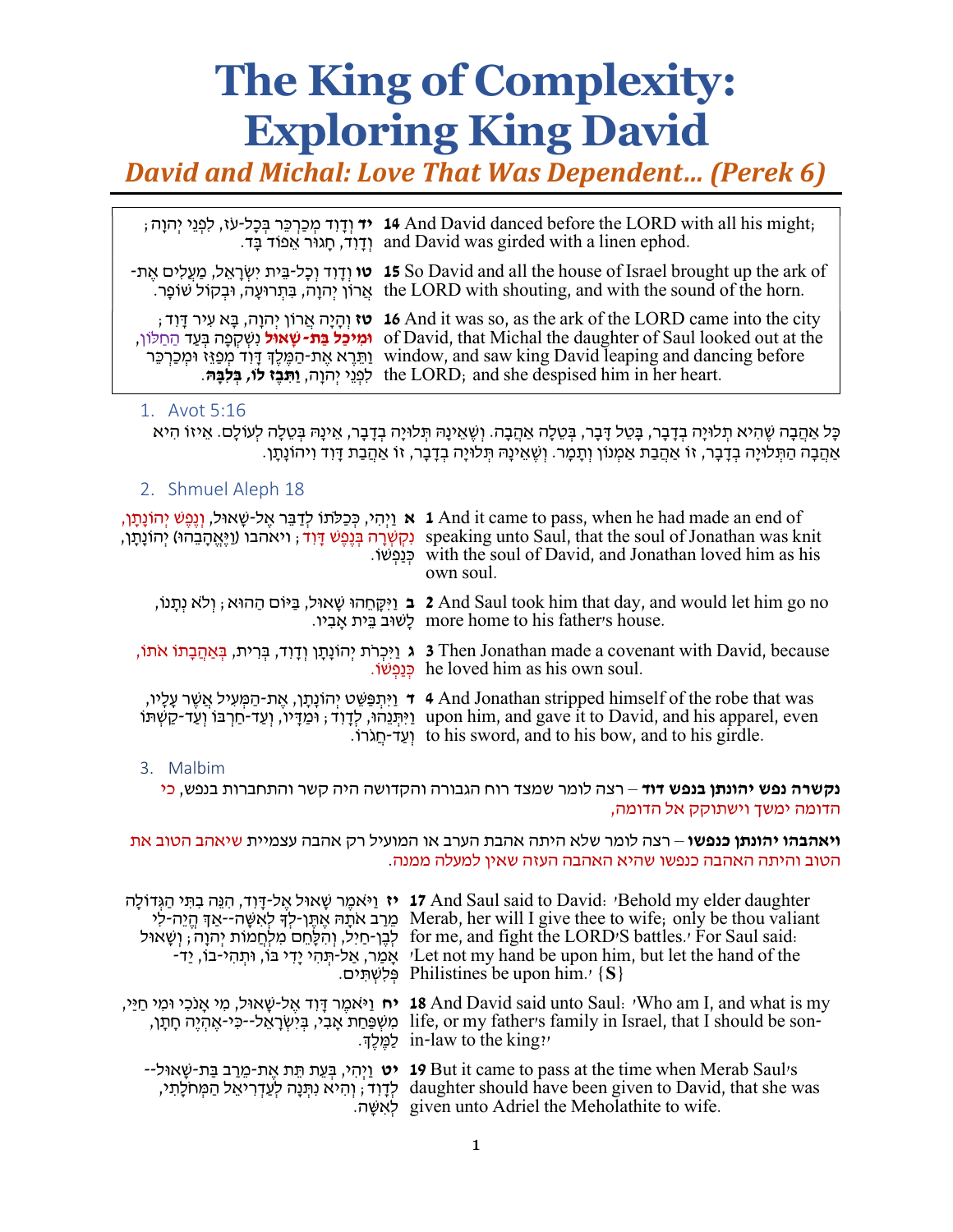# The King of Complexity: Exploring King David

## *David and Michal: Love That Was Dependent… (Perek 6)*

| | |
|---|---|
| **יד** וְדָוִד מְכַרְכֵּר בְּכָל-עֹז, לִפְנֵי יְהוָה; וְדָוִד, חָגוּר אֵפוֹד בָּד. | **14** And David danced before the LORD with all his might; and David was girded with a linen ephod. |
| **טו** וְדָוִד וְכָל-בֵּית יִשְׂרָאֵל, מַעֲלִים אֶת-אֲרוֹן יְהוָה, בִּתְרוּעָה, וּבְקוֹל שׁוֹפָר. | **15** So David and all the house of Israel brought up the ark of the LORD with shouting, and with the sound of the horn. |
| **טז** וְהָיָה אֲרוֹן יְהוָה, בָּא עִיר דָּוִד; **וּמִיכַל בַּת-שָׁאוּל** נִשְׁקְפָה בְּעַד הַחַלּוֹן, וַתֵּרֶא אֶת-הַמֶּלֶךְ דָּוִד מְפַזֵּז וּמְכַרְכֵּר לִפְנֵי יְהוָה, **וַתִּבֶז לוֹ, בְּלִבָּהּ**. | **16** And it was so, as the ark of the LORD came into the city of David, that Michal the daughter of Saul looked out at the window, and saw king David leaping and dancing before the LORD; and she despised him in her heart. |

### 1. Avot 5:16

כָּל אַהֲבָה שֶׁהִיא תְלוּיָה בְדָבָר, בָּטֵל דָּבָר, בְּטֵלָה אַהֲבָה. וְשֶׁאֵינָהּ תְּלוּיָה בְדָבָר, אֵינָהּ בְּטֵלָה לְעוֹלָם. אֵיזוֹ הִיא אַהֲבָה הַתְּלוּיָה בְדָבָר, זוֹ אַהֲבַת אַמְנוֹן וְתָמָר. וְשֶׁאֵינָהּ תְּלוּיָה בְדָבָר, זוֹ אַהֲבַת דָּוִד וִיהוֹנָתָן.

### 2. Shmuel Aleph 18

| | |
|---|---|
| **א** וַיְהִי, כְּכַלֹּתוֹ לְדַבֵּר אֶל-שָׁאוּל, וְנֶפֶשׁ יְהוֹנָתָן, נִקְשְׁרָה בְּנֶפֶשׁ דָּוִד; ויאהבו (וַיֶּאֱהָבֵהוּ) יְהוֹנָתָן, כְּנַפְשׁוֹ. | **1** And it came to pass, when he had made an end of speaking unto Saul, that the soul of Jonathan was knit with the soul of David, and Jonathan loved him as his own soul. |
| **ב** וַיִּקָּחֵהוּ שָׁאוּל, בַּיּוֹם הַהוּא; וְלֹא נְתָנוֹ, לָשׁוּב בֵּית אָבִיו. | **2** And Saul took him that day, and would let him go no more home to his father's house. |
| **ג** וַיִּכְרֹת יְהוֹנָתָן וְדָוִד, בְּרִית, בְּאַהֲבָתוֹ אֹתוֹ, כְּנַפְשׁוֹ. | **3** Then Jonathan made a covenant with David, because he loved him as his own soul. |
| **ד** וַיִּתְפַּשֵּׁט יְהוֹנָתָן, אֶת-הַמְּעִיל אֲשֶׁר עָלָיו, וַיִּתְּנֵהוּ, לְדָוִד; וּמַדָּיו, וְעַד-חַרְבּוֹ וְעַד-קַשְׁתּוֹ וְעַד-חֲגֹרוֹ. | **4** And Jonathan stripped himself of the robe that was upon him, and gave it to David, and his apparel, even to his sword, and to his bow, and to his girdle. |

### 3. Malbim

**נקשרה נפש יהונתן בנפש דוד** – רצה לומר שמצד רוח הגבורה והקדושה היה קשר והתחברות בנפש, כי הדומה ימשך וישתוקק אל הדומה,

**ויאהבהו יהונתן כנפשו** – רצה לומר שלא היתה אהבת הערב או המועיל רק אהבה עצמיית שיאהב הטוב את הטוב והיתה האהבה כנפשו שהיא האהבה העזה שאין למעלה ממנה.

| | |
|---|---|
| **יז** וַיֹּאמֶר שָׁאוּל אֶל-דָּוִד, הִנֵּה בִתִּי הַגְּדוֹלָה מֵרַב אֹתָהּ אֶתֶּן-לְךָ לְאִשָּׁה--אַךְ הֱיֵה-לִי לְבֶן-חַיִל, וְהִלָּחֵם מִלְחֲמוֹת יְהוָה; וְשָׁאוּל אָמַר, אַל-תְּהִי יָדִי בּוֹ, וּתְהִי-בוֹ, יַד-פְּלִשְׁתִּים. | **17** And Saul said to David: 'Behold my elder daughter Merab, her will I give thee to wife; only be thou valiant for me, and fight the LORD'S battles.' For Saul said: 'Let not my hand be upon him, but let the hand of the Philistines be upon him.' {S} |
| **יח** וַיֹּאמֶר דָּוִד אֶל-שָׁאוּל, מִי אָנֹכִי וּמִי חַיַּי, מִשְׁפַּחַת אָבִי, בְּיִשְׂרָאֵל--כִּי-אֶהְיֶה חָתָן, לַמֶּלֶךְ. | **18** And David said unto Saul: 'Who am I, and what is my life, or my father's family in Israel, that I should be son-in-law to the king?' |
| **יט** וַיְהִי, בְּעֵת תֵּת אֶת-מֵרַב בַּת-שָׁאוּל--לְדָוִד; וְהִיא נִתְּנָה לְעַדְרִיאֵל הַמְּחֹלָתִי, לְאִשָּׁה. | **19** But it came to pass at the time when Merab Saul's daughter should have been given to David, that she was given unto Adriel the Meholathite to wife. |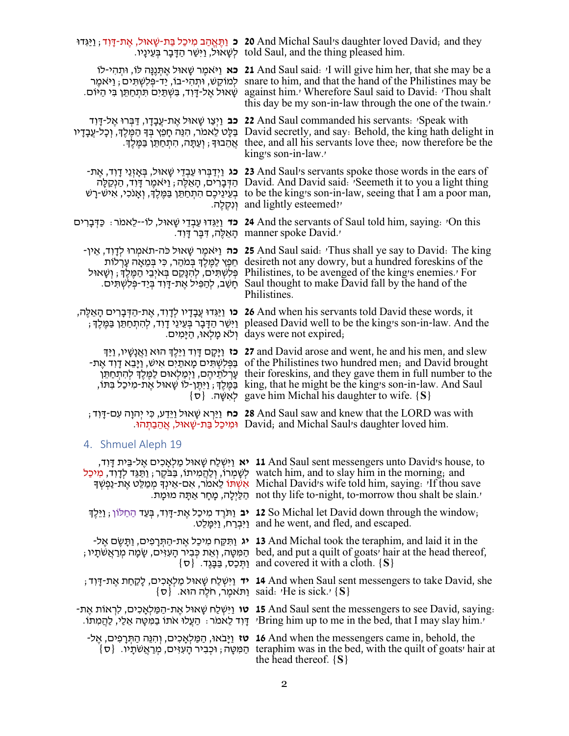| | |
|---|---|
| **כ** וַתֶּאֱהַב מִיכַל בַּת-שָׁאוּל, אֶת-דָּוִד; וַיַּגִּדוּ לְשָׁאוּל, וַיִּשַׁר הַדָּבָר בְּעֵינָיו. | **20** And Michal Saul's daughter loved David; and they told Saul, and the thing pleased him. |
| **כא** וַיֹּאמֶר שָׁאוּל אֶתְּנֶנָּה לּוֹ, וּתְהִי-לוֹ לְמוֹקֵשׁ, וּתְהִי-בוֹ, יַד-פְּלִשְׁתִּים; וַיֹּאמֶר שָׁאוּל אֶל-דָּוִד, בִּשְׁתַּיִם תִּתְחַתֵּן בִּי הַיּוֹם. | **21** And Saul said: 'I will give him her, that she may be a snare to him, and that the hand of the Philistines may be against him.' Wherefore Saul said to David: 'Thou shalt this day be my son-in-law through the one of the twain.' |
| **כב** וַיְצַו שָׁאוּל אֶת-עֲבָדָו, דַּבְּרוּ אֶל-דָּוִד בַּלָּט לֵאמֹר, הִנֵּה חָפֵץ בְּךָ הַמֶּלֶךְ, וְכָל-עֲבָדָיו אֲהֵבוּךָ; וְעַתָּה, הִתְחַתֵּן בַּמֶּלֶךְ. | **22** And Saul commanded his servants: 'Speak with David secretly, and say: Behold, the king hath delight in thee, and all his servants love thee; now therefore be the king's son-in-law.' |
| **כג** וַיְדַבְּרוּ עַבְדֵי שָׁאוּל, בְּאָזְנֵי דָוִד, אֶת-הַדְּבָרִים, הָאֵלֶּה; וַיֹּאמֶר דָּוִד, הַנְקַלָּה בְעֵינֵיכֶם הִתְחַתֵּן בַּמֶּלֶךְ, וְאָנֹכִי, אִישׁ-רָשׁ וְנִקְלֶה. | **23** And Saul's servants spoke those words in the ears of David. And David said: 'Seemeth it to you a light thing to be the king's son-in-law, seeing that I am a poor man, and lightly esteemed?' |
| **כד** וַיַּגִּדוּ עַבְדֵי שָׁאוּל, לוֹ--לֵאמֹר: כַּדְּבָרִים הָאֵלֶּה, דִּבֶּר דָּוִד. | **24** And the servants of Saul told him, saying: 'On this manner spoke David.' |
| **כה** וַיֹּאמֶר שָׁאוּל כֹּה-תֹאמְרוּ לְדָוִד, אֵין-חֵפֶץ לַמֶּלֶךְ בְּמֹהַר, כִּי בְּמֵאָה עָרְלוֹת פְּלִשְׁתִּים, לְהִנָּקֵם בְּאֹיְבֵי הַמֶּלֶךְ; וְשָׁאוּל חָשַׁב, לְהַפִּיל אֶת-דָּוִד בְּיַד-פְּלִשְׁתִּים. | **25** And Saul said: 'Thus shall ye say to David: The king desireth not any dowry, but a hundred foreskins of the Philistines, to be avenged of the king's enemies.' For Saul thought to make David fall by the hand of the Philistines. |
| **כו** וַיַּגִּדוּ עֲבָדָיו לְדָוִד, אֶת-הַדְּבָרִים הָאֵלֶּה, וַיִּשַׁר הַדָּבָר בְּעֵינֵי דָוִד, לְהִתְחַתֵּן בַּמֶּלֶךְ; וְלֹא מָלְאוּ, הַיָּמִים. | **26** And when his servants told David these words, it pleased David well to be the king's son-in-law. And the days were not expired; |
| **כז** וַיָּקָם דָּוִד וַיֵּלֶךְ הוּא וַאֲנָשָׁיו, וַיַּךְ בַּפְּלִשְׁתִּים מָאתַיִם אִישׁ, וַיָּבֵא דָוִד אֶת-עָרְלֹתֵיהֶם, וַיְמַלְאוּם לַמֶּלֶךְ לְהִתְחַתֵּן בַּמֶּלֶךְ; וַיִּתֶּן-לוֹ שָׁאוּל אֶת-מִיכַל בִּתּוֹ, לְאִשָּׁה. {ס} | **27** and David arose and went, he and his men, and slew of the Philistines two hundred men; and David brought their foreskins, and they gave them in full number to the king, that he might be the king's son-in-law. And Saul gave him Michal his daughter to wife. {S} |
| **כח** וַיַּרְא שָׁאוּל וַיֵּדַע, כִּי יְהוָה עִם-דָּוִד; וּמִיכַל בַּת-שָׁאוּל, אֲהֵבַתְהוּ. | **28** And Saul saw and knew that the LORD was with David; and Michal Saul's daughter loved him. |

## 4. Shmuel Aleph 19

| | |
|---|---|
| **יא** וַיִּשְׁלַח שָׁאוּל מַלְאָכִים אֶל-בֵּית דָּוִד, לְשָׁמְרוֹ, וְלַהֲמִיתוֹ, בַּבֹּקֶר; וַתַּגֵּד לְדָוִד, מִיכַל אִשְׁתּוֹ לֵאמֹר, אִם-אֵינְךָ מְמַלֵּט אֶת-נַפְשְׁךָ הַלַּיְלָה, מָחָר אַתָּה מוּמָת. | **11** And Saul sent messengers unto David's house, to watch him, and to slay him in the morning; and Michal David's wife told him, saying: 'If thou save not thy life to-night, to-morrow thou shalt be slain.' |
| **יב** וַתֹּרֶד מִיכַל אֶת-דָּוִד, בְּעַד הַחַלּוֹן; וַיֵּלֶךְ וַיִּבְרַח, וַיִּמָּלֵט. | **12** So Michal let David down through the window; and he went, and fled, and escaped. |
| **יג** וַתִּקַּח מִיכַל אֶת-הַתְּרָפִים, וַתָּשֶׂם אֶל-הַמִּטָּה, וְאֵת כְּבִיר הָעִזִּים, שָׂמָה מְרַאֲשֹׁתָיו; וַתְּכַס, בַּבָּגֶד. {ס} | **13** And Michal took the teraphim, and laid it in the bed, and put a quilt of goats' hair at the head thereof, and covered it with a cloth. {S} |
| **יד** וַיִּשְׁלַח שָׁאוּל מַלְאָכִים, לָקַחַת אֶת-דָּוִד; וַתֹּאמֶר, חֹלֶה הוּא. {ס} | **14** And when Saul sent messengers to take David, she said: 'He is sick.' {S} |
| **טו** וַיִּשְׁלַח שָׁאוּל אֶת-הַמַּלְאָכִים, לִרְאוֹת אֶת-דָּוִד לֵאמֹר: הַעֲלוּ אֹתוֹ בַמִּטָּה אֵלַי, לַהֲמִתוֹ. | **15** And Saul sent the messengers to see David, saying: 'Bring him up to me in the bed, that I may slay him.' |
| **טז** וַיָּבֹאוּ, הַמַּלְאָכִים, וְהִנֵּה הַתְּרָפִים, אֶל-הַמִּטָּה; וּכְבִיר הָעִזִּים, מְרַאֲשֹׁתָיו. {ס} | **16** And when the messengers came in, behold, the teraphim was in the bed, with the quilt of goats' hair at the head thereof. {S} |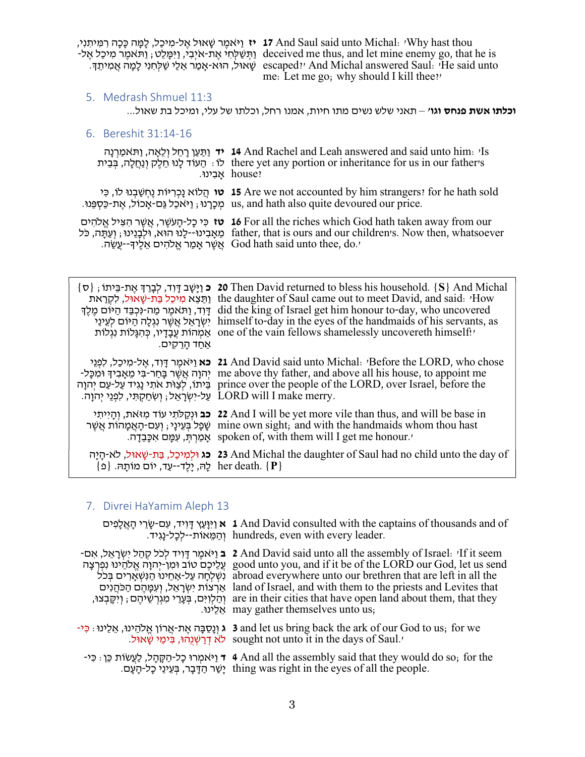| | |
|---|---|
| **יז** וַיֹּאמֶר שָׁאוּל אֶל-מִיכַל, לָמָּה כָּכָה רִמִּיתִנִי, וַתְּשַׁלְּחִי אֶת-אֹיְבִי, וַיִּמָּלֵט; וַתֹּאמֶר מִיכַל אֶל-שָׁאוּל, הוּא-אָמַר אֵלַי שַׁלְּחִנִי לָמָה אֲמִיתֵךְ. | **17** And Saul said unto Michal: 'Why hast thou deceived me thus, and let mine enemy go, that he is escaped?' And Michal answered Saul: 'He said unto me: Let me go; why should I kill thee?' |

5. Medrash Shmuel 11:3

**וכלתו אשת פנחס וגו'** – תאני שלש נשים מתו חיות, אמנו רחל, וכלתו של עלי, ומיכל בת שאול...

6. Bereshit 31:14-16

| | |
|---|---|
| **יד** וַתַּעַן רָחֵל וְלֵאָה, וַתֹּאמַרְנָה לוֹ: הַעוֹד לָנוּ חֵלֶק וְנַחֲלָה, בְּבֵית אָבִינוּ. | **14** And Rachel and Leah answered and said unto him: 'Is there yet any portion or inheritance for us in our father's house? |
| **טו** הֲלוֹא נָכְרִיּוֹת נֶחְשַׁבְנוּ לוֹ, כִּי מְכָרָנוּ; וַיֹּאכַל גַּם-אָכוֹל, אֶת-כַּסְפֵּנוּ. | **15** Are we not accounted by him strangers? for he hath sold us, and hath also quite devoured our price. |
| **טז** כִּי כָל-הָעֹשֶׁר, אֲשֶׁר הִצִּיל אֱלֹהִים מֵאָבִינוּ--לָנוּ הוּא, וּלְבָנֵינוּ; וְעַתָּה, כֹּל אֲשֶׁר אָמַר אֱלֹהִים אֵלֶיךָ--עֲשֵׂה. | **16** For all the riches which God hath taken away from our father, that is ours and our children's. Now then, whatsoever God hath said unto thee, do.' |

| | |
|---|---|
| **כ** וַיָּשָׁב דָּוִד, לְבָרֵךְ אֶת-בֵּיתוֹ; {ס} וַתֵּצֵא מִיכַל בַּת-שָׁאוּל, לִקְרַאת דָּוִד, וַתֹּאמֶר מַה-נִּכְבַּד הַיּוֹם מֶלֶךְ יִשְׂרָאֵל אֲשֶׁר נִגְלָה הַיּוֹם לְעֵינֵי אַמְהוֹת עֲבָדָיו, כְּהִגָּלוֹת נִגְלוֹת אַחַד הָרֵקִים. | **20** Then David returned to bless his household. {S} And Michal the daughter of Saul came out to meet David, and said: 'How did the king of Israel get him honour to-day, who uncovered himself to-day in the eyes of the handmaids of his servants, as one of the vain fellows shamelessly uncovereth himself!' |
| **כא** וַיֹּאמֶר דָּוִד, אֶל-מִיכַל, לִפְנֵי יְהוָה אֲשֶׁר בָּחַר-בִּי מֵאָבִיךְ וּמִכָּל-בֵּיתוֹ, לְצַוֹּת אֹתִי נָגִיד עַל-עַם יְהוָה עַל-יִשְׂרָאֵל; וְשִׂחַקְתִּי, לִפְנֵי יְהוָה. | **21** And David said unto Michal: 'Before the LORD, who chose me above thy father, and above all his house, to appoint me prince over the people of the LORD, over Israel, before the LORD will I make merry. |
| **כב** וּנְקַלֹּתִי עוֹד מִזֹּאת, וְהָיִיתִי שָׁפָל בְּעֵינָי; וְעִם-הָאֲמָהוֹת אֲשֶׁר אָמַרְתְּ, עִמָּם אִכָּבֵדָה. | **22** And I will be yet more vile than thus, and will be base in mine own sight; and with the handmaids whom thou hast spoken of, with them will I get me honour.' |
| **כג** וּלְמִיכַל, בַּת-שָׁאוּל, לֹא-הָיָה לָהּ, יָלֶד--עַד, יוֹם מוֹתָהּ. {פ} | **23** And Michal the daughter of Saul had no child unto the day of her death. {P} |

7. Divrei HaYamim Aleph 13

| | |
|---|---|
| **א** וַיִּוָּעַץ דָּוִיד, עִם-שָׂרֵי הָאֲלָפִים וְהַמֵּאוֹת--לְכָל-נָגִיד. | **1** And David consulted with the captains of thousands and hundreds, even with every leader. |
| **ב** וַיֹּאמֶר דָּוִיד לְכֹל קְהַל יִשְׂרָאֵל, אִם-עֲלֵיכֶם טוֹב וּמִן-יְהוָה אֱלֹהֵינוּ נִפְרְצָה נִשְׁלְחָה עַל-אַחֵינוּ הַנִּשְׁאָרִים בְּכֹל אַרְצוֹת יִשְׂרָאֵל, וְעִמָּהֶם הַכֹּהֲנִים וְהַלְוִיִּם, בְּעָרֵי מִגְרְשֵׁיהֶם; וְיִקָּבְצוּ, אֵלֵינוּ. | **2** And David said unto all the assembly of Israel: 'If it seem good unto you, and if it be of the LORD our God, let us send abroad everywhere unto our brethren that are left in all the land of Israel, and with them to the priests and Levites that are in their cities that have open land about them, that they may gather themselves unto us; |
| **ג** וְנָסֵבָּה אֶת-אֲרוֹן אֱלֹהֵינוּ, אֵלֵינוּ: כִּי-לֹא דְרַשְׁנֻהוּ, בִּימֵי שָׁאוּל. | **3** and let us bring back the ark of our God to us; for we sought not unto it in the days of Saul.' |
| **ד** וַיֹּאמְרוּ כָל-הַקָּהָל, לַעֲשׂוֹת כֵּן: כִּי-יָשַׁר הַדָּבָר, בְּעֵינֵי כָל-הָעָם. | **4** And all the assembly said that they would do so; for the thing was right in the eyes of all the people. |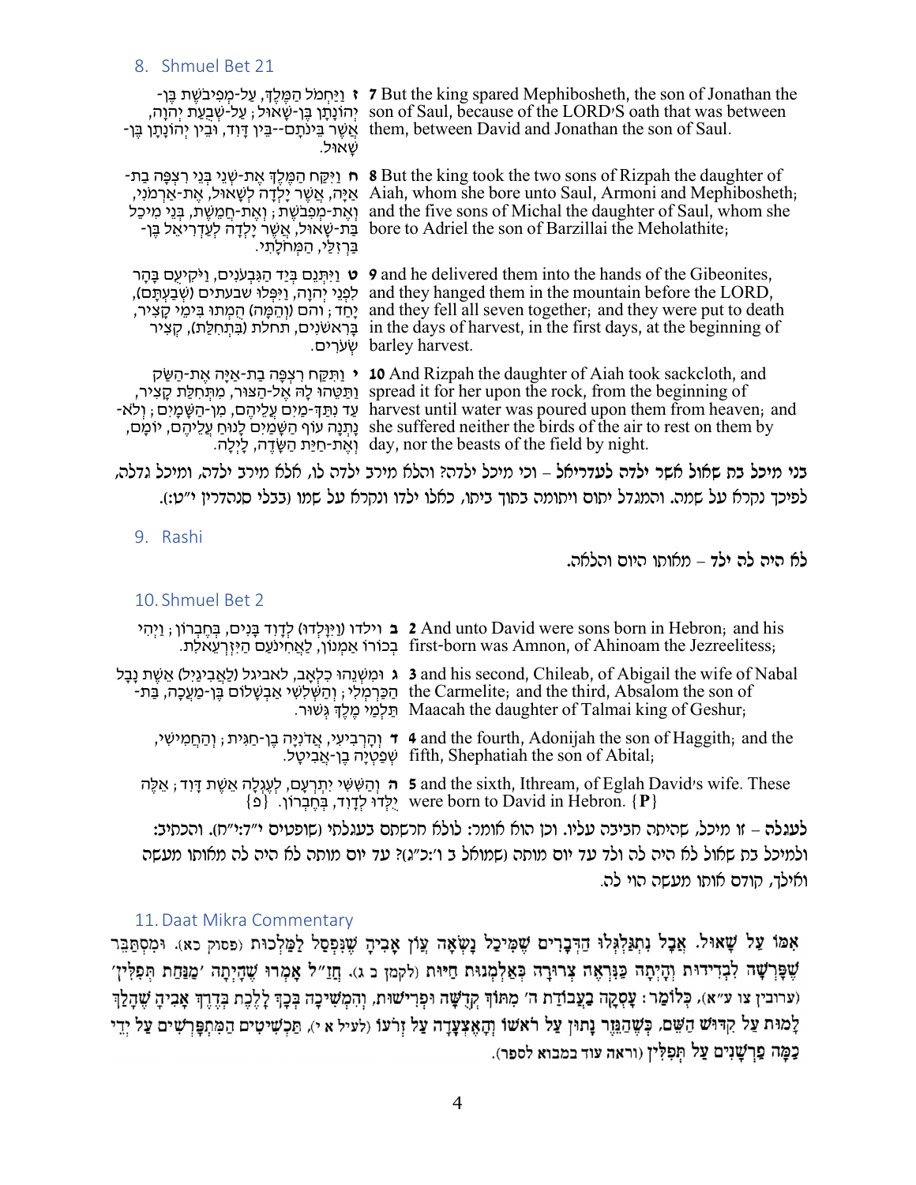## 8. Shmuel Bet 21

| | |
|---|---|
| **ז** וַיַּחְמֹל הַמֶּלֶךְ, עַל-מְפִיבֹשֶׁת בֶּן-יְהוֹנָתָן בֶּן-שָׁאוּל; עַל-שְׁבֻעַת יְהוָה, אֲשֶׁר בֵּינֹתָם--בֵּין דָּוִד, וּבֵין יְהוֹנָתָן בֶּן-שָׁאוּל. | **7** But the king spared Mephibosheth, the son of Jonathan the son of Saul, because of the LORD'S oath that was between them, between David and Jonathan the son of Saul. |
| **ח** וַיִּקַּח הַמֶּלֶךְ אֶת-שְׁנֵי בְּנֵי רִצְפָּה בַת-אַיָּה, אֲשֶׁר יָלְדָה לְשָׁאוּל, אֶת-אַרְמֹנִי, וְאֶת-מְפִבֹשֶׁת; וְאֶת-חֲמֵשֶׁת, בְּנֵי מִיכַל בַּת-שָׁאוּל, אֲשֶׁר יָלְדָה לְעַדְרִיאֵל בֶּן-בַּרְזִלַּי, הַמְּחֹלָתִי. | **8** But the king took the two sons of Rizpah the daughter of Aiah, whom she bore unto Saul, Armoni and Mephibosheth; and the five sons of Michal the daughter of Saul, whom she bore to Adriel the son of Barzillai the Meholathite; |
| **ט** וַיִּתְּנֵם בְּיַד הַגִּבְעֹנִים, וַיֹּקִיעֻם בָּהָר לִפְנֵי יְהוָה, וַיִּפְּלוּ שבעתים (שְׁבַעְתָּם), יָחַד; והם (וְהֵמָּה) הֻמְתוּ בִּימֵי קָצִיר, בָּרִאשֹׁנִים, תחלת (בִּתְחִלַּת), קְצִיר שְׂעֹרִים. | **9** and he delivered them into the hands of the Gibeonites, and they hanged them in the mountain before the LORD, and they fell all seven together; and they were put to death in the days of harvest, in the first days, at the beginning of barley harvest. |
| **י** וַתִּקַּח רִצְפָּה בַת-אַיָּה אֶת-הַשַּׂק וַתַּטֵּהוּ לָהּ אֶל-הַצּוּר, מִתְּחִלַּת קָצִיר, עַד נִתַּךְ-מַיִם עֲלֵיהֶם, מִן-הַשָּׁמָיִם; וְלֹא-נָתְנָה עוֹף הַשָּׁמַיִם לָנוּחַ עֲלֵיהֶם, יוֹמָם, וְאֶת-חַיַּת הַשָּׂדֶה, לָיְלָה. | **10** And Rizpah the daughter of Aiah took sackcloth, and spread it for her upon the rock, from the beginning of harvest until water was poured upon them from heaven; and she suffered neither the birds of the air to rest on them by day, nor the beasts of the field by night. |

**בני מיכל בת שאול אשר ילדה לעדריאל** – וכי מיכל ילדה? והלא מירב ילדה לו, אלא מירב ילדה, ומיכל גדלה, לפיכך נקרא על שמה. והמגדל יתום ויתומה בתוך ביתו, כאלו ילדו ונקרא על שמו (בבלי סנהדרין י"ט:).

## 9. Rashi

**לא היה לה ילד** – מאותו היום והלאה.

## 10. Shmuel Bet 2

| | |
|---|---|
| **ב** וילדו (וַיִּוָּלְדוּ) לְדָוִד בָּנִים, בְּחֶבְרוֹן; וַיְהִי בְכוֹרוֹ אַמְנוֹן, לַאֲחִינֹעַם הַיִּזְרְעֵאלִת. | **2** And unto David were sons born in Hebron; and his first-born was Amnon, of Ahinoam the Jezreelitess; |
| **ג** וּמִשְׁנֵהוּ כִלְאָב, לאביגל (לַאֲבִיגַיִל) אֵשֶׁת נָבָל הַכַּרְמְלִי; וְהַשְּׁלִשִׁי אַבְשָׁלוֹם בֶּן-מַעֲכָה, בַּת-תַּלְמַי מֶלֶךְ גְּשׁוּר. | **3** and his second, Chileab, of Abigail the wife of Nabal the Carmelite; and the third, Absalom the son of Maacah the daughter of Talmai king of Geshur; |
| **ד** וְהָרְבִיעִי, אֲדֹנִיָּה בֶן-חַגִּית; וְהַחֲמִישִׁי, שְׁפַטְיָה בֶן-אֲבִיטָל. | **4** and the fourth, Adonijah the son of Haggith; and the fifth, Shephatiah the son of Abital; |
| **ה** וְהַשִּׁשִּׁי יִתְרְעָם, לְעֶגְלָה אֵשֶׁת דָּוִד; אֵלֶּה יֻלְּדוּ לְדָוִד, בְּחֶבְרוֹן. {פ} | **5** and the sixth, Ithream, of Eglah David's wife. These were born to David in Hebron. {**P**} |

**לעגלה** – זו מיכל, שהיתה חביבה עליו. וכן הוא אומר: לולא חרשתם בעגלתי (שופטים י"ד:י"ח). והכתיב: ולמיכל בת שאול לא היה לה ולד עד יום מותה (שמואל ב ו':כ"ג)? עד יום מותה לא היה לה מאותו מעשה ואילך, קודם אותו מעשה הוי לה.

## 11. Daat Mikra Commentary

**אִמּוֹ עַל שָׁאוּל.** אֲבָל נִתְגַּלְגְּלוּ הַדְּבָרִים שֶׁמִּיכַל נָשְׂאָה עֲוֹן אָבִיהָ שֶׁנִּפְסַל לַמַּלְכוּת (פסוק כא). וּמִסְתַּבֵּר שֶׁפָּרְשָׁה לִבְדִידוּת וְהָיְתָה כַּנִּרְאֶה צְרוּרָה כְּאַלְמְנוּת חַיּוּת (לקמן כ ג). חֲזַ"ל אָמְרוּ שֶׁהָיְתָה 'מַנַּחַת תְּפִלִּין' (ערובין צו ע"א), כְּלוֹמַר: עָסְקָה בַּעֲבוֹדַת ה' מִתּוֹךְ קְדֻשָּׁה וּפְרִישׁוּת, וְהִמְשִׁיכָה בְּכָךְ לָלֶכֶת בְּדֶרֶךְ אָבִיהָ שֶׁהָלַךְ לָמוּת עַל קִדּוּשׁ הַשֵּׁם, כְּשֶׁהַנֵּזֶר נָתוּן עַל רֹאשׁוֹ וְהָאֶצְעָדָה עַל זְרֹעוֹ (לעיל א י), תַּכְשִׁיטִים הַמִּתְפָּרְשִׁים עַל יְדֵי כַּמָּה פַּרְשָׁנִים עַל תְּפִלִּין (וראה עוד במבוא לספר).